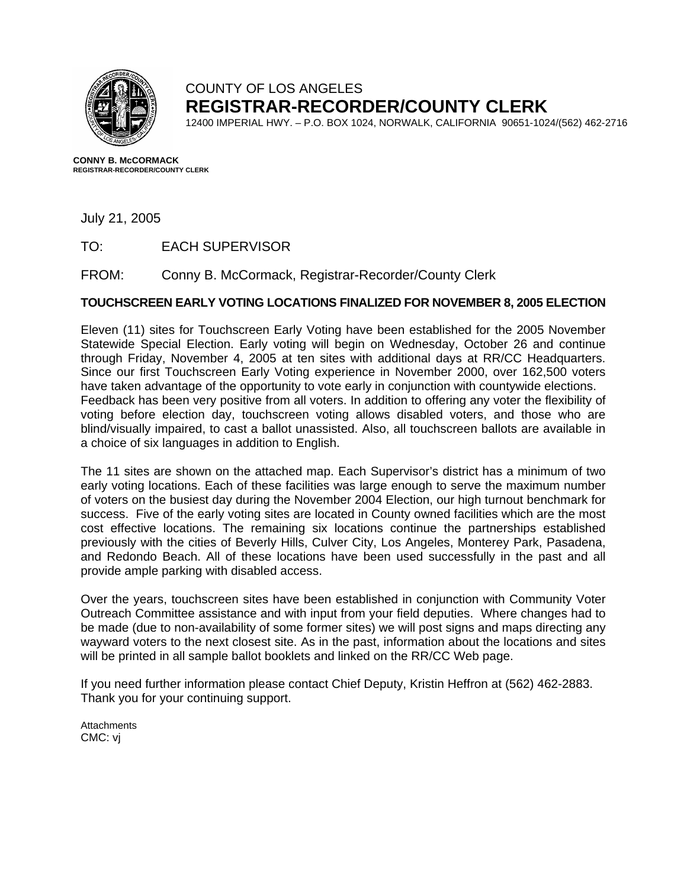COUNTY OF LOS ANGELES

**REGISTRAR-RECORDER/COUNTY CLERK**

12400 IMPERIAL HWY. – P.O. BOX 1024, NORWALK, CALIFORNIA 90651-1024/(562) 462-2716

**CONNY B. McCORMACK**
**REGISTRAR-RECORDER/COUNTY CLERK**

July 21, 2005

TO: EACH SUPERVISOR

FROM: Conny B. McCormack, Registrar-Recorder/County Clerk

**TOUCHSCREEN EARLY VOTING LOCATIONS FINALIZED FOR NOVEMBER 8, 2005 ELECTION**

Eleven (11) sites for Touchscreen Early Voting have been established for the 2005 November Statewide Special Election. Early voting will begin on Wednesday, October 26 and continue through Friday, November 4, 2005 at ten sites with additional days at RR/CC Headquarters. Since our first Touchscreen Early Voting experience in November 2000, over 162,500 voters have taken advantage of the opportunity to vote early in conjunction with countywide elections. Feedback has been very positive from all voters. In addition to offering any voter the flexibility of voting before election day, touchscreen voting allows disabled voters, and those who are blind/visually impaired, to cast a ballot unassisted. Also, all touchscreen ballots are available in a choice of six languages in addition to English.

The 11 sites are shown on the attached map. Each Supervisor's district has a minimum of two early voting locations. Each of these facilities was large enough to serve the maximum number of voters on the busiest day during the November 2004 Election, our high turnout benchmark for success. Five of the early voting sites are located in County owned facilities which are the most cost effective locations. The remaining six locations continue the partnerships established previously with the cities of Beverly Hills, Culver City, Los Angeles, Monterey Park, Pasadena, and Redondo Beach. All of these locations have been used successfully in the past and all provide ample parking with disabled access.

Over the years, touchscreen sites have been established in conjunction with Community Voter Outreach Committee assistance and with input from your field deputies. Where changes had to be made (due to non-availability of some former sites) we will post signs and maps directing any wayward voters to the next closest site. As in the past, information about the locations and sites will be printed in all sample ballot booklets and linked on the RR/CC Web page.

If you need further information please contact Chief Deputy, Kristin Heffron at (562) 462-2883. Thank you for your continuing support.

Attachments
CMC: vj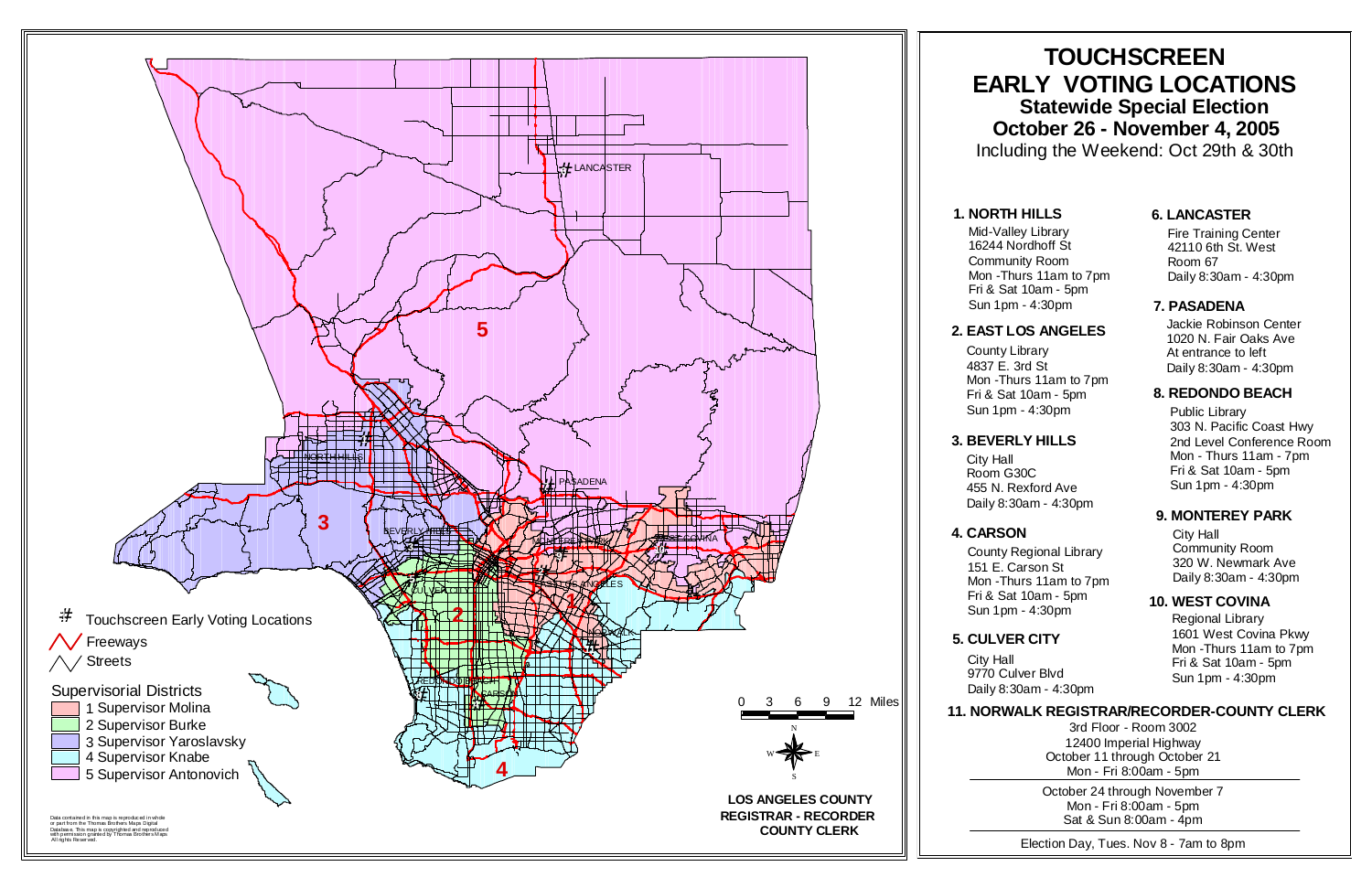# TOUCHSCREEN EARLY VOTING LOCATIONS

## Statewide Special Election

## October 26 - November 4, 2005

Including the Weekend: Oct 29th & 30th

### 1. NORTH HILLS

Mid-Valley Library
16244 Nordhoff St
Community Room
Mon -Thurs 11am to 7pm
Fri & Sat 10am - 5pm
Sun 1pm - 4:30pm

### 2. EAST LOS ANGELES

County Library
4837 E. 3rd St
Mon -Thurs 11am to 7pm
Fri & Sat 10am - 5pm
Sun 1pm - 4:30pm

### 3. BEVERLY HILLS

City Hall
Room G30C
455 N. Rexford Ave
Daily 8:30am - 4:30pm

### 4. CARSON

County Regional Library
151 E. Carson St
Mon -Thurs 11am to 7pm
Fri & Sat 10am - 5pm
Sun 1pm - 4:30pm

### 5. CULVER CITY

City Hall
9770 Culver Blvd
Daily 8:30am - 4:30pm

### 6. LANCASTER

Fire Training Center
42110 6th St. West
Room 67
Daily 8:30am - 4:30pm

### 7. PASADENA

Jackie Robinson Center
1020 N. Fair Oaks Ave
At entrance to left
Daily 8:30am - 4:30pm

### 8. REDONDO BEACH

Public Library
303 N. Pacific Coast Hwy
2nd Level Conference Room
Mon - Thurs 11am - 7pm
Fri & Sat 10am - 5pm
Sun 1pm - 4:30pm

### 9. MONTEREY PARK

City Hall
Community Room
320 W. Newmark Ave
Daily 8:30am - 4:30pm

### 10. WEST COVINA

Regional Library
1601 West Covina Pkwy
Mon -Thurs 11am to 7pm
Fri & Sat 10am - 5pm
Sun 1pm - 4:30pm

### 11. NORWALK REGISTRAR/RECORDER-COUNTY CLERK

3rd Floor - Room 3002
12400 Imperial Highway
October 11 through October 21
Mon - Fri 8:00am - 5pm

October 24 through November 7
Mon - Fri 8:00am - 5pm
Sat & Sun 8:00am - 4pm

Election Day, Tues. Nov 8 - 7am to 8pm

---

LANCASTER
NORTH HILLS
PASADENA
BEVERLY HILLS
MONTEREY PARK
WEST COVINA
CULVER CITY
EAST LOS ANGELES
NORWALK
REDONDO BEACH
CARSON

5
3
2
1
4

# Touchscreen Early Voting Locations
Freeways
Streets

Supervisorial Districts
1 Supervisor Molina
2 Supervisor Burke
3 Supervisor Yaroslavsky
4 Supervisor Knabe
5 Supervisor Antonovich

0 3 6 9 12 Miles

N
W E
S

Data contained in this map is reproduced in whole or part from the Thomas Brothers Maps Digital Database. This map is copyrighted and reproduced with permission granted by Thomas Brothers Maps. All rights Reserved.

**LOS ANGELES COUNTY REGISTRAR - RECORDER COUNTY CLERK**